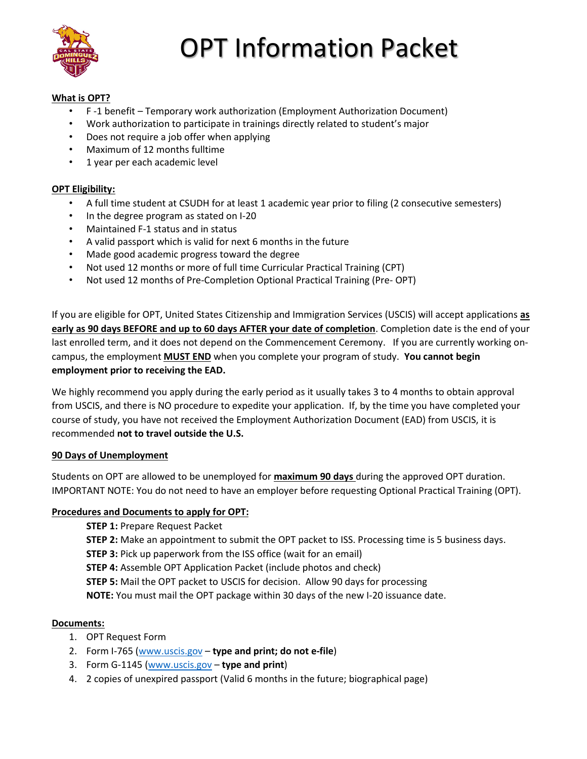# OPT Information Packet

**What is OPT?**

- F -1 benefit – Temporary work authorization (Employment Authorization Document)
- Work authorization to participate in trainings directly related to student's major
- Does not require a job offer when applying
- Maximum of 12 months fulltime
- 1 year per each academic level

**OPT Eligibility:**

- A full time student at CSUDH for at least 1 academic year prior to filing (2 consecutive semesters)
- In the degree program as stated on I-20
- Maintained F-1 status and in status
- A valid passport which is valid for next 6 months in the future
- Made good academic progress toward the degree
- Not used 12 months or more of full time Curricular Practical Training (CPT)
- Not used 12 months of Pre-Completion Optional Practical Training (Pre- OPT)

If you are eligible for OPT, United States Citizenship and Immigration Services (USCIS) will accept applications **as early as 90 days BEFORE and up to 60 days AFTER your date of completion**. Completion date is the end of your last enrolled term, and it does not depend on the Commencement Ceremony. If you are currently working on-campus, the employment **MUST END** when you complete your program of study. **You cannot begin employment prior to receiving the EAD.**

We highly recommend you apply during the early period as it usually takes 3 to 4 months to obtain approval from USCIS, and there is NO procedure to expedite your application. If, by the time you have completed your course of study, you have not received the Employment Authorization Document (EAD) from USCIS, it is recommended **not to travel outside the U.S.**

**90 Days of Unemployment**

Students on OPT are allowed to be unemployed for **maximum 90 days** during the approved OPT duration. IMPORTANT NOTE: You do not need to have an employer before requesting Optional Practical Training (OPT).

**Procedures and Documents to apply for OPT:**

**STEP 1:** Prepare Request Packet
**STEP 2:** Make an appointment to submit the OPT packet to ISS. Processing time is 5 business days.
**STEP 3:** Pick up paperwork from the ISS office (wait for an email)
**STEP 4:** Assemble OPT Application Packet (include photos and check)
**STEP 5:** Mail the OPT packet to USCIS for decision. Allow 90 days for processing
**NOTE:** You must mail the OPT package within 30 days of the new I-20 issuance date.

**Documents:**

1. OPT Request Form
2. Form I-765 (www.uscis.gov – **type and print; do not e-file**)
3. Form G-1145 (www.uscis.gov – **type and print**)
4. 2 copies of unexpired passport (Valid 6 months in the future; biographical page)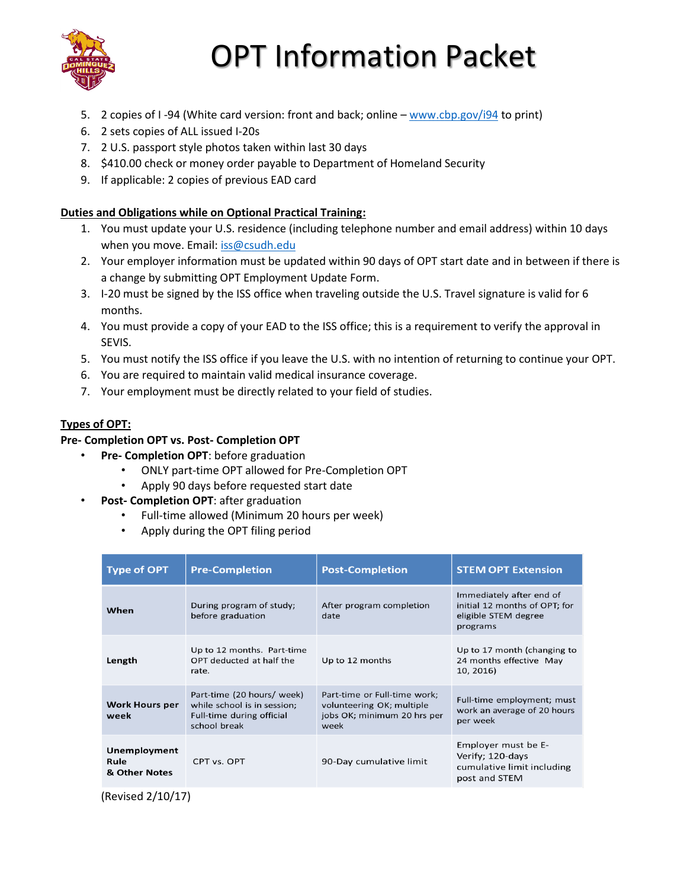5. 2 copies of I -94 (White card version: front and back; online – www.cbp.gov/i94 to print)
6. 2 sets copies of ALL issued I-20s
7. 2 U.S. passport style photos taken within last 30 days
8. $410.00 check or money order payable to Department of Homeland Security
9. If applicable: 2 copies of previous EAD card

**Duties and Obligations while on Optional Practical Training:**

1. You must update your U.S. residence (including telephone number and email address) within 10 days when you move. Email: iss@csudh.edu
2. Your employer information must be updated within 90 days of OPT start date and in between if there is a change by submitting OPT Employment Update Form.
3. I-20 must be signed by the ISS office when traveling outside the U.S. Travel signature is valid for 6 months.
4. You must provide a copy of your EAD to the ISS office; this is a requirement to verify the approval in SEVIS.
5. You must notify the ISS office if you leave the U.S. with no intention of returning to continue your OPT.
6. You are required to maintain valid medical insurance coverage.
7. Your employment must be directly related to your field of studies.

**Types of OPT:**

**Pre- Completion OPT vs. Post- Completion OPT**

- **Pre- Completion OPT**: before graduation
  - ONLY part-time OPT allowed for Pre-Completion OPT
  - Apply 90 days before requested start date
- **Post- Completion OPT**: after graduation
  - Full-time allowed (Minimum 20 hours per week)
  - Apply during the OPT filing period

| Type of OPT | Pre-Completion | Post-Completion | STEM OPT Extension |
|---|---|---|---|
| **When** | During program of study; before graduation | After program completion date | Immediately after end of initial 12 months of OPT; for eligible STEM degree programs |
| **Length** | Up to 12 months. Part-time OPT deducted at half the rate. | Up to 12 months | Up to 17 month (changing to 24 months effective May 10, 2016) |
| **Work Hours per week** | Part-time (20 hours/ week) while school is in session; Full-time during official school break | Part-time or Full-time work; volunteering OK; multiple jobs OK; minimum 20 hrs per week | Full-time employment; must work an average of 20 hours per week |
| **Unemployment Rule & Other Notes** | CPT vs. OPT | 90-Day cumulative limit | Employer must be E-Verify; 120-days cumulative limit including post and STEM |

(Revised 2/10/17)